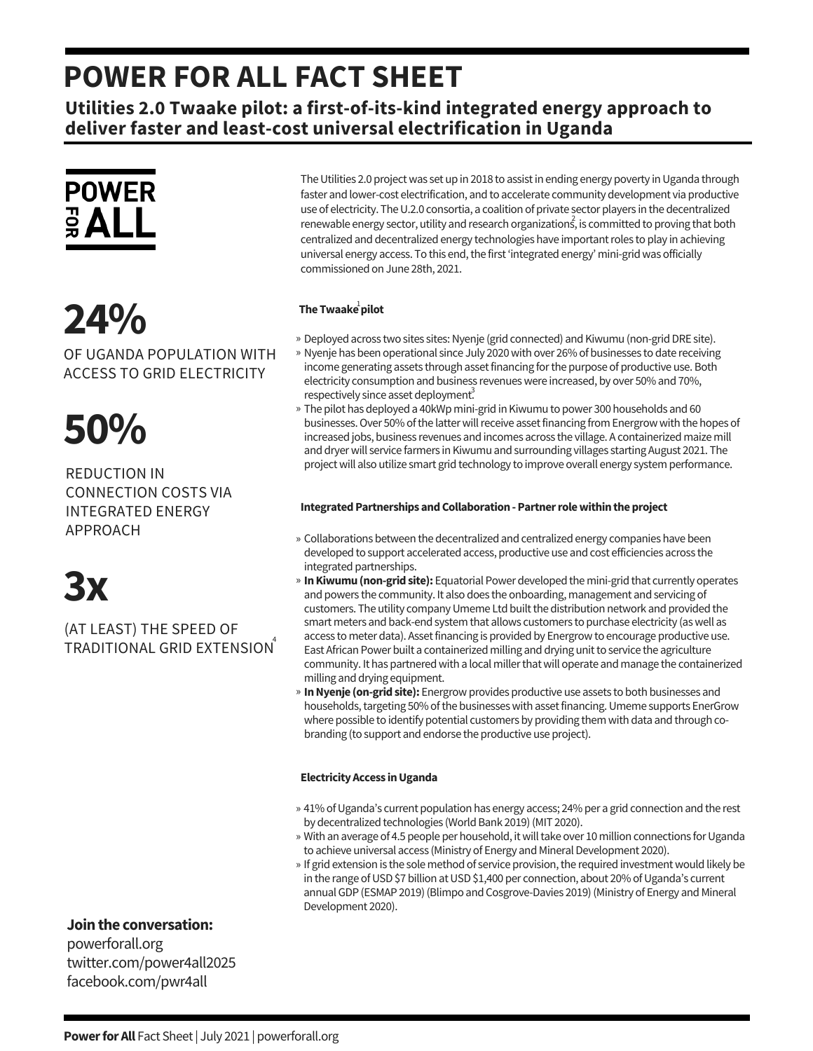# POWER FOR ALL FACT SHEET

## Utilities 2.0 Twaake pilot: a first-of-its-kind integrated energy approach to deliver faster and least-cost universal electrification in Uganda

POWER FOR ALL

**24%**

OF UGANDA POPULATION WITH ACCESS TO GRID ELECTRICITY

**50%**

REDUCTION IN CONNECTION COSTS VIA INTEGRATED ENERGY APPROACH

**3x**

(AT LEAST) THE SPEED OF TRADITIONAL GRID EXTENSION[4]

The Utilities 2.0 project was set up in 2018 to assist in ending energy poverty in Uganda through faster and lower-cost electrification, and to accelerate community development via productive use of electricity. The U.2.0 consortia, a coalition of private sector players in the decentralized renewable energy sector, utility and research organizations[2], is committed to proving that both centralized and decentralized energy technologies have important roles to play in achieving universal energy access. To this end, the first 'integrated energy' mini-grid was officially commissioned on June 28th, 2021.

#### The Twaake[1] pilot

- Deployed across two sites sites: Nyenje (grid connected) and Kiwumu (non-grid DRE site).
- Nyenje has been operational since July 2020 with over 26% of businesses to date receiving income generating assets through asset financing for the purpose of productive use. Both electricity consumption and business revenues were increased, by over 50% and 70%, respectively since asset deployment.[3]
- The pilot has deployed a 40kWp mini-grid in Kiwumu to power 300 households and 60 businesses. Over 50% of the latter will receive asset financing from Energrow with the hopes of increased jobs, business revenues and incomes across the village. A containerized maize mill and dryer will service farmers in Kiwumu and surrounding villages starting August 2021. The project will also utilize smart grid technology to improve overall energy system performance.

#### Integrated Partnerships and Collaboration - Partner role within the project

- Collaborations between the decentralized and centralized energy companies have been developed to support accelerated access, productive use and cost efficiencies across the integrated partnerships.
- **In Kiwumu (non-grid site):** Equatorial Power developed the mini-grid that currently operates and powers the community. It also does the onboarding, management and servicing of customers. The utility company Umeme Ltd built the distribution network and provided the smart meters and back-end system that allows customers to purchase electricity (as well as access to meter data). Asset financing is provided by Energrow to encourage productive use. East African Power built a containerized milling and drying unit to service the agriculture community. It has partnered with a local miller that will operate and manage the containerized milling and drying equipment.
- **In Nyenje (on-grid site):** Energrow provides productive use assets to both businesses and households, targeting 50% of the businesses with asset financing. Umeme supports EnerGrow where possible to identify potential customers by providing them with data and through co-branding (to support and endorse the productive use project).

#### Electricity Access in Uganda

- 41% of Uganda's current population has energy access; 24% per a grid connection and the rest by decentralized technologies (World Bank 2019) (MIT 2020).
- With an average of 4.5 people per household, it will take over 10 million connections for Uganda to achieve universal access (Ministry of Energy and Mineral Development 2020).
- If grid extension is the sole method of service provision, the required investment would likely be in the range of USD $7 billion at USD $1,400 per connection, about 20% of Uganda's current annual GDP (ESMAP 2019) (Blimpo and Cosgrove-Davies 2019) (Ministry of Energy and Mineral Development 2020).

**Join the conversation:**

powerforall.org
twitter.com/power4all2025
facebook.com/pwr4all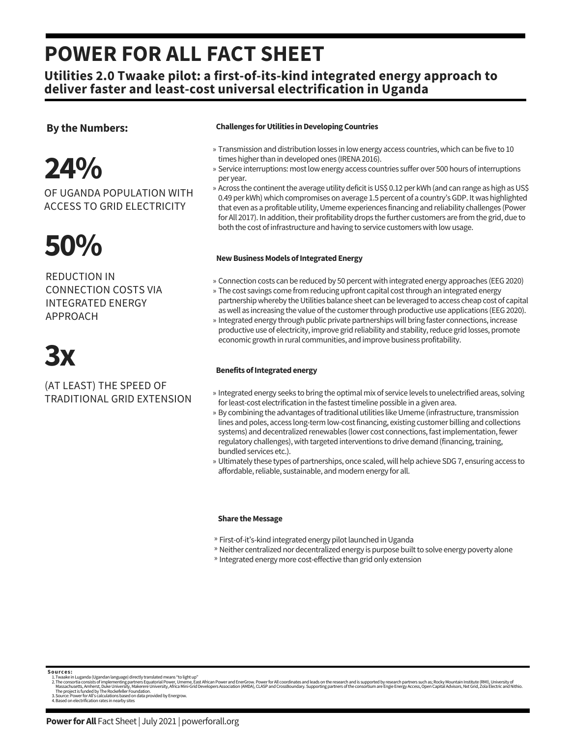# POWER FOR ALL FACT SHEET

## Utilities 2.0 Twaake pilot: a first-of-its-kind integrated energy approach to deliver faster and least-cost universal electrification in Uganda

### By the Numbers:

**24%**

OF UGANDA POPULATION WITH ACCESS TO GRID ELECTRICITY

**50%**

REDUCTION IN CONNECTION COSTS VIA INTEGRATED ENERGY APPROACH

**3x**

(AT LEAST) THE SPEED OF TRADITIONAL GRID EXTENSION

### Challenges for Utilities in Developing Countries

- Transmission and distribution losses in low energy access countries, which can be five to 10 times higher than in developed ones (IRENA 2016).
- Service interruptions: most low energy access countries suffer over 500 hours of interruptions per year.
- Across the continent the average utility deficit is US$ 0.12 per kWh (and can range as high as US$ 0.49 per kWh) which compromises on average 1.5 percent of a country's GDP. It was highlighted that even as a profitable utility, Umeme experiences financing and reliability challenges (Power for All 2017). In addition, their profitability drops the further customers are from the grid, due to both the cost of infrastructure and having to service customers with low usage.

### New Business Models of Integrated Energy

- Connection costs can be reduced by 50 percent with integrated energy approaches (EEG 2020)
- The cost savings come from reducing upfront capital cost through an integrated energy partnership whereby the Utilities balance sheet can be leveraged to access cheap cost of capital as well as increasing the value of the customer through productive use applications (EEG 2020).
- Integrated energy through public private partnerships will bring faster connections, increase productive use of electricity, improve grid reliability and stability, reduce grid losses, promote economic growth in rural communities, and improve business profitability.

### Benefits of Integrated energy

- Integrated energy seeks to bring the optimal mix of service levels to unelectrified areas, solving for least-cost electrification in the fastest timeline possible in a given area.
- By combining the advantages of traditional utilities like Umeme (infrastructure, transmission lines and poles, access long-term low-cost financing, existing customer billing and collections systems) and decentralized renewables (lower cost connections, fast implementation, fewer regulatory challenges), with targeted interventions to drive demand (financing, training, bundled services etc.).
- Ultimately these types of partnerships, once scaled, will help achieve SDG 7, ensuring access to affordable, reliable, sustainable, and modern energy for all.

### Share the Message

- First-of-it's-kind integrated energy pilot launched in Uganda
- Neither centralized nor decentralized energy is purpose built to solve energy poverty alone
- Integrated energy more cost-effective than grid only extension

**Sources:**

1. Twaake in Luganda (Ugandan language) directly translated means "to light up"
2. The consortia consists of implementing partners Equatorial Power, Umeme, East African Power and EnerGrow. Power for All coordinates and leads on the research and is supported by research partners such as; Rocky Mountain Institute (RMI), University of Massachusetts, Amherst, Duke University, Makerere University, Africa Mini-Grid Developers Association (AMDA), CLASP and CrossBoundary. Supporting partners of the consortium are Engie Energy Access, Open Capital Advisors, Nxt Grid, Zola Electric and Nithio. The project is funded by The Rockefeller Foundation.
3. Source: Power for All's calculations based on data provided by Energrow.
4. Based on electrification rates in nearby sites

**Power for All** Fact Sheet | July 2021 | powerforall.org